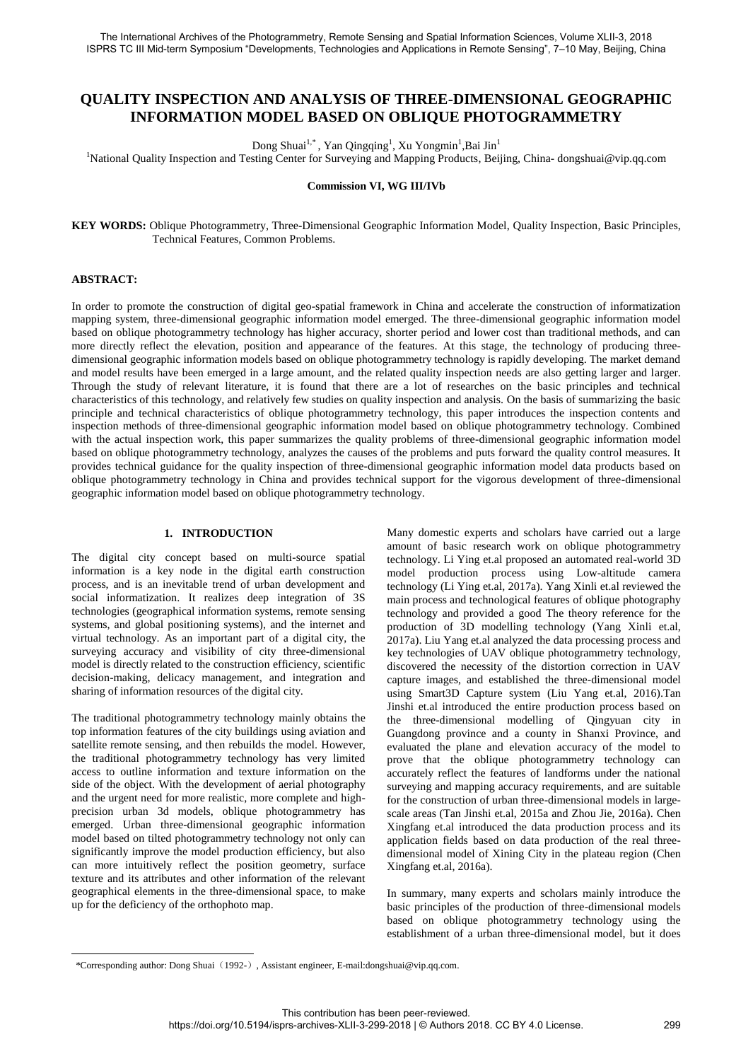# QUALITY INSPECTION AND ANALYSIS OF THREE-DIMENSIONAL GEOGRAPHIC INFORMATION MODEL BASED ON OBLIQUE PHOTOGRAMMETRY

Dong Shuai[1,*], Yan Qingqing[1], Xu Yongmin[1], Bai Jin[1]

[1]National Quality Inspection and Testing Center for Surveying and Mapping Products, Beijing, China- dongshuai@vip.qq.com

**Commission VI, WG III/IVb**

**KEY WORDS:** Oblique Photogrammetry, Three-Dimensional Geographic Information Model, Quality Inspection, Basic Principles, Technical Features, Common Problems.

## ABSTRACT:

In order to promote the construction of digital geo-spatial framework in China and accelerate the construction of informatization mapping system, three-dimensional geographic information model emerged. The three-dimensional geographic information model based on oblique photogrammetry technology has higher accuracy, shorter period and lower cost than traditional methods, and can more directly reflect the elevation, position and appearance of the features. At this stage, the technology of producing three-dimensional geographic information models based on oblique photogrammetry technology is rapidly developing. The market demand and model results have been emerged in a large amount, and the related quality inspection needs are also getting larger and larger. Through the study of relevant literature, it is found that there are a lot of researches on the basic principles and technical characteristics of this technology, and relatively few studies on quality inspection and analysis. On the basis of summarizing the basic principle and technical characteristics of oblique photogrammetry technology, this paper introduces the inspection contents and inspection methods of three-dimensional geographic information model based on oblique photogrammetry technology. Combined with the actual inspection work, this paper summarizes the quality problems of three-dimensional geographic information model based on oblique photogrammetry technology, analyzes the causes of the problems and puts forward the quality control measures. It provides technical guidance for the quality inspection of three-dimensional geographic information model data products based on oblique photogrammetry technology in China and provides technical support for the vigorous development of three-dimensional geographic information model based on oblique photogrammetry technology.

## 1. INTRODUCTION

The digital city concept based on multi-source spatial information is a key node in the digital earth construction process, and is an inevitable trend of urban development and social informatization. It realizes deep integration of 3S technologies (geographical information systems, remote sensing systems, and global positioning systems), and the internet and virtual technology. As an important part of a digital city, the surveying accuracy and visibility of city three-dimensional model is directly related to the construction efficiency, scientific decision-making, delicacy management, and integration and sharing of information resources of the digital city.

The traditional photogrammetry technology mainly obtains the top information features of the city buildings using aviation and satellite remote sensing, and then rebuilds the model. However, the traditional photogrammetry technology has very limited access to outline information and texture information on the side of the object. With the development of aerial photography and the urgent need for more realistic, more complete and high-precision urban 3d models, oblique photogrammetry has emerged. Urban three-dimensional geographic information model based on tilted photogrammetry technology not only can significantly improve the model production efficiency, but also can more intuitively reflect the position geometry, surface texture and its attributes and other information of the relevant geographical elements in the three-dimensional space, to make up for the deficiency of the orthophoto map.

Many domestic experts and scholars have carried out a large amount of basic research work on oblique photogrammetry technology. Li Ying et.al proposed an automated real-world 3D model production process using Low-altitude camera technology (Li Ying et.al, 2017a). Yang Xinli et.al reviewed the main process and technological features of oblique photography technology and provided a good The theory reference for the production of 3D modelling technology (Yang Xinli et.al, 2017a). Liu Yang et.al analyzed the data processing process and key technologies of UAV oblique photogrammetry technology, discovered the necessity of the distortion correction in UAV capture images, and established the three-dimensional model using Smart3D Capture system (Liu Yang et.al, 2016).Tan Jinshi et.al introduced the entire production process based on the three-dimensional modelling of Qingyuan city in Guangdong province and a county in Shanxi Province, and evaluated the plane and elevation accuracy of the model to prove that the oblique photogrammetry technology can accurately reflect the features of landforms under the national surveying and mapping accuracy requirements, and are suitable for the construction of urban three-dimensional models in large-scale areas (Tan Jinshi et.al, 2015a and Zhou Jie, 2016a). Chen Xingfang et.al introduced the data production process and its application fields based on data production of the real three-dimensional model of Xining City in the plateau region (Chen Xingfang et.al, 2016a).

In summary, many experts and scholars mainly introduce the basic principles of the production of three-dimensional models based on oblique photogrammetry technology using the establishment of a urban three-dimensional model, but it does

*Corresponding author: Dong Shuai（1992-）, Assistant engineer, E-mail:dongshuai@vip.qq.com.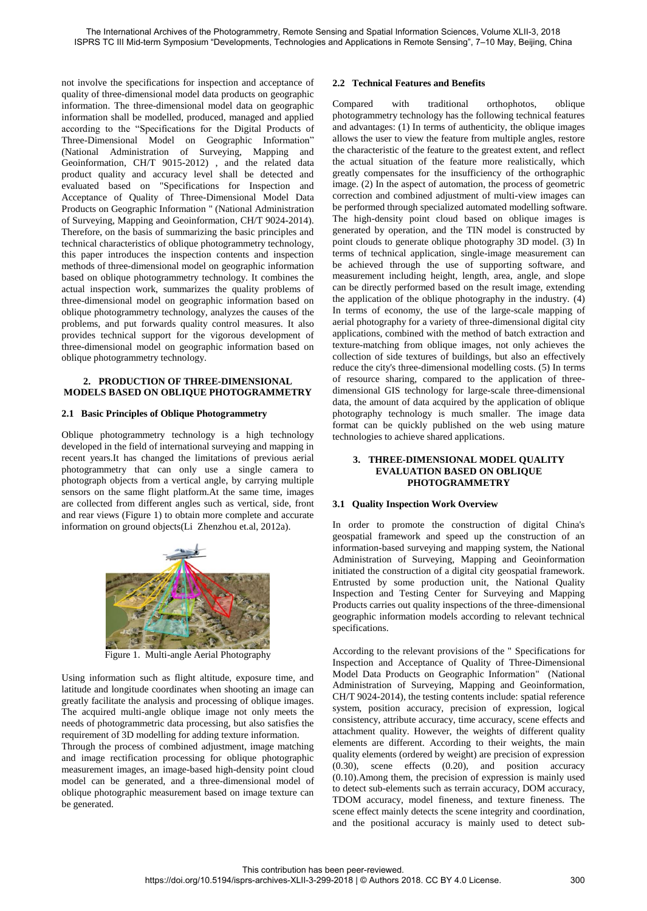not involve the specifications for inspection and acceptance of quality of three-dimensional model data products on geographic information. The three-dimensional model data on geographic information shall be modelled, produced, managed and applied according to the "Specifications for the Digital Products of Three-Dimensional Model on Geographic Information" (National Administration of Surveying, Mapping and Geoinformation, CH/T 9015-2012) , and the related data product quality and accuracy level shall be detected and evaluated based on "Specifications for Inspection and Acceptance of Quality of Three-Dimensional Model Data Products on Geographic Information " (National Administration of Surveying, Mapping and Geoinformation, CH/T 9024-2014). Therefore, on the basis of summarizing the basic principles and technical characteristics of oblique photogrammetry technology, this paper introduces the inspection contents and inspection methods of three-dimensional model on geographic information based on oblique photogrammetry technology. It combines the actual inspection work, summarizes the quality problems of three-dimensional model on geographic information based on oblique photogrammetry technology, analyzes the causes of the problems, and put forwards quality control measures. It also provides technical support for the vigorous development of three-dimensional model on geographic information based on oblique photogrammetry technology.

## 2. PRODUCTION OF THREE-DIMENSIONAL MODELS BASED ON OBLIQUE PHOTOGRAMMETRY

### 2.1 Basic Principles of Oblique Photogrammetry

Oblique photogrammetry technology is a high technology developed in the field of international surveying and mapping in recent years.It has changed the limitations of previous aerial photogrammetry that can only use a single camera to photograph objects from a vertical angle, by carrying multiple sensors on the same flight platform.At the same time, images are collected from different angles such as vertical, side, front and rear views (Figure 1) to obtain more complete and accurate information on ground objects(Li Zhenzhou et.al, 2012a).

Figure 1. Multi-angle Aerial Photography

Using information such as flight altitude, exposure time, and latitude and longitude coordinates when shooting an image can greatly facilitate the analysis and processing of oblique images. The acquired multi-angle oblique image not only meets the needs of photogrammetric data processing, but also satisfies the requirement of 3D modelling for adding texture information.

Through the process of combined adjustment, image matching and image rectification processing for oblique photographic measurement images, an image-based high-density point cloud model can be generated, and a three-dimensional model of oblique photographic measurement based on image texture can be generated.

### 2.2 Technical Features and Benefits

Compared with traditional orthophotos, oblique photogrammetry technology has the following technical features and advantages: (1) In terms of authenticity, the oblique images allows the user to view the feature from multiple angles, restore the characteristic of the feature to the greatest extent, and reflect the actual situation of the feature more realistically, which greatly compensates for the insufficiency of the orthographic image. (2) In the aspect of automation, the process of geometric correction and combined adjustment of multi-view images can be performed through specialized automated modelling software. The high-density point cloud based on oblique images is generated by operation, and the TIN model is constructed by point clouds to generate oblique photography 3D model. (3) In terms of technical application, single-image measurement can be achieved through the use of supporting software, and measurement including height, length, area, angle, and slope can be directly performed based on the result image, extending the application of the oblique photography in the industry. (4) In terms of economy, the use of the large-scale mapping of aerial photography for a variety of three-dimensional digital city applications, combined with the method of batch extraction and texture-matching from oblique images, not only achieves the collection of side textures of buildings, but also an effectively reduce the city's three-dimensional modelling costs. (5) In terms of resource sharing, compared to the application of three-dimensional GIS technology for large-scale three-dimensional data, the amount of data acquired by the application of oblique photography technology is much smaller. The image data format can be quickly published on the web using mature technologies to achieve shared applications.

## 3. THREE-DIMENSIONAL MODEL QUALITY EVALUATION BASED ON OBLIQUE PHOTOGRAMMETRY

### 3.1 Quality Inspection Work Overview

In order to promote the construction of digital China's geospatial framework and speed up the construction of an information-based surveying and mapping system, the National Administration of Surveying, Mapping and Geoinformation initiated the construction of a digital city geospatial framework. Entrusted by some production unit, the National Quality Inspection and Testing Center for Surveying and Mapping Products carries out quality inspections of the three-dimensional geographic information models according to relevant technical specifications.

According to the relevant provisions of the " Specifications for Inspection and Acceptance of Quality of Three-Dimensional Model Data Products on Geographic Information" (National Administration of Surveying, Mapping and Geoinformation, CH/T 9024-2014), the testing contents include: spatial reference system, position accuracy, precision of expression, logical consistency, attribute accuracy, time accuracy, scene effects and attachment quality. However, the weights of different quality elements are different. According to their weights, the main quality elements (ordered by weight) are precision of expression (0.30), scene effects (0.20), and position accuracy (0.10).Among them, the precision of expression is mainly used to detect sub-elements such as terrain accuracy, DOM accuracy, TDOM accuracy, model fineness, and texture fineness. The scene effect mainly detects the scene integrity and coordination, and the positional accuracy is mainly used to detect sub-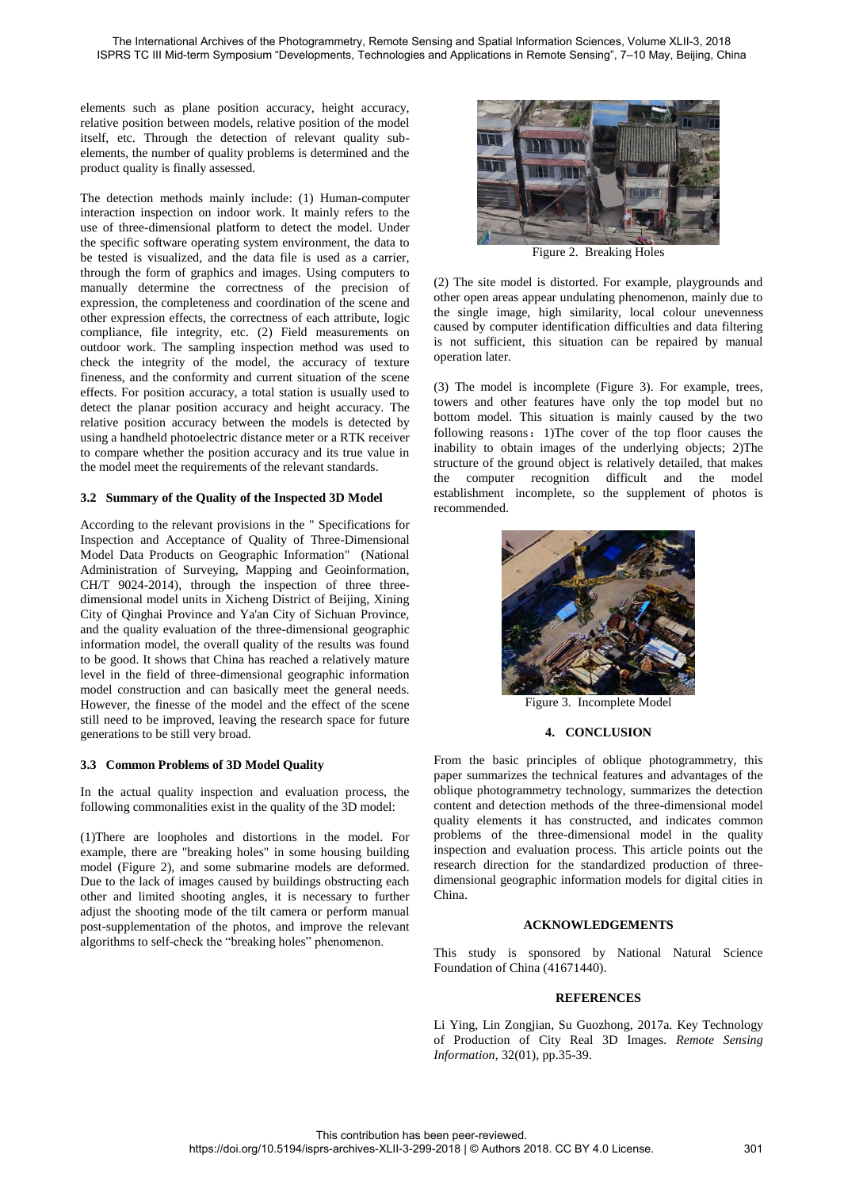elements such as plane position accuracy, height accuracy, relative position between models, relative position of the model itself, etc. Through the detection of relevant quality sub-elements, the number of quality problems is determined and the product quality is finally assessed.

The detection methods mainly include: (1) Human-computer interaction inspection on indoor work. It mainly refers to the use of three-dimensional platform to detect the model. Under the specific software operating system environment, the data to be tested is visualized, and the data file is used as a carrier, through the form of graphics and images. Using computers to manually determine the correctness of the precision of expression, the completeness and coordination of the scene and other expression effects, the correctness of each attribute, logic compliance, file integrity, etc. (2) Field measurements on outdoor work. The sampling inspection method was used to check the integrity of the model, the accuracy of texture fineness, and the conformity and current situation of the scene effects. For position accuracy, a total station is usually used to detect the planar position accuracy and height accuracy. The relative position accuracy between the models is detected by using a handheld photoelectric distance meter or a RTK receiver to compare whether the position accuracy and its true value in the model meet the requirements of the relevant standards.

### 3.2 Summary of the Quality of the Inspected 3D Model

According to the relevant provisions in the " Specifications for Inspection and Acceptance of Quality of Three-Dimensional Model Data Products on Geographic Information" (National Administration of Surveying, Mapping and Geoinformation, CH/T 9024-2014), through the inspection of three three-dimensional model units in Xicheng District of Beijing, Xining City of Qinghai Province and Ya'an City of Sichuan Province, and the quality evaluation of the three-dimensional geographic information model, the overall quality of the results was found to be good. It shows that China has reached a relatively mature level in the field of three-dimensional geographic information model construction and can basically meet the general needs. However, the finesse of the model and the effect of the scene still need to be improved, leaving the research space for future generations to be still very broad.

### 3.3 Common Problems of 3D Model Quality

In the actual quality inspection and evaluation process, the following commonalities exist in the quality of the 3D model:

(1)There are loopholes and distortions in the model. For example, there are "breaking holes" in some housing building model (Figure 2), and some submarine models are deformed. Due to the lack of images caused by buildings obstructing each other and limited shooting angles, it is necessary to further adjust the shooting mode of the tilt camera or perform manual post-supplementation of the photos, and improve the relevant algorithms to self-check the "breaking holes" phenomenon.

Figure 2. Breaking Holes

(2) The site model is distorted. For example, playgrounds and other open areas appear undulating phenomenon, mainly due to the single image, high similarity, local colour unevenness caused by computer identification difficulties and data filtering is not sufficient, this situation can be repaired by manual operation later.

(3) The model is incomplete (Figure 3). For example, trees, towers and other features have only the top model but no bottom model. This situation is mainly caused by the two following reasons：1)The cover of the top floor causes the inability to obtain images of the underlying objects; 2)The structure of the ground object is relatively detailed, that makes the computer recognition difficult and the model establishment incomplete, so the supplement of photos is recommended.

Figure 3. Incomplete Model

## 4. CONCLUSION

From the basic principles of oblique photogrammetry, this paper summarizes the technical features and advantages of the oblique photogrammetry technology, summarizes the detection content and detection methods of the three-dimensional model quality elements it has constructed, and indicates common problems of the three-dimensional model in the quality inspection and evaluation process. This article points out the research direction for the standardized production of three-dimensional geographic information models for digital cities in China.

## ACKNOWLEDGEMENTS

This study is sponsored by National Natural Science Foundation of China (41671440).

## REFERENCES

Li Ying, Lin Zongjian, Su Guozhong, 2017a. Key Technology of Production of City Real 3D Images. *Remote Sensing Information*, 32(01), pp.35-39.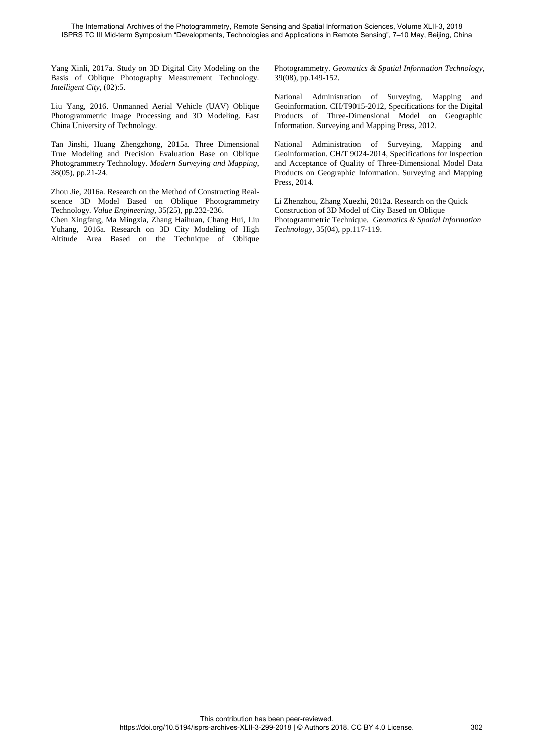Yang Xinli, 2017a. Study on 3D Digital City Modeling on the Basis of Oblique Photography Measurement Technology. *Intelligent City*, (02):5.

Liu Yang, 2016. Unmanned Aerial Vehicle (UAV) Oblique Photogrammetric Image Processing and 3D Modeling. East China University of Technology.

Tan Jinshi, Huang Zhengzhong, 2015a. Three Dimensional True Modeling and Precision Evaluation Base on Oblique Photogrammetry Technology. *Modern Surveying and Mapping*, 38(05), pp.21-24.

Zhou Jie, 2016a. Research on the Method of Constructing Real-scence 3D Model Based on Oblique Photogrammetry Technology. *Value Engineering*, 35(25), pp.232-236.

Chen Xingfang, Ma Mingxia, Zhang Haihuan, Chang Hui, Liu Yuhang, 2016a. Research on 3D City Modeling of High Altitude Area Based on the Technique of Oblique Photogrammetry. *Geomatics & Spatial Information Technology*, 39(08), pp.149-152.

National Administration of Surveying, Mapping and Geoinformation. CH/T9015-2012, Specifications for the Digital Products of Three-Dimensional Model on Geographic Information. Surveying and Mapping Press, 2012.

National Administration of Surveying, Mapping and Geoinformation. CH/T 9024-2014, Specifications for Inspection and Acceptance of Quality of Three-Dimensional Model Data Products on Geographic Information. Surveying and Mapping Press, 2014.

Li Zhenzhou, Zhang Xuezhi, 2012a. Research on the Quick Construction of 3D Model of City Based on Oblique Photogrammetric Technique. *Geomatics & Spatial Information Technology*, 35(04), pp.117-119.